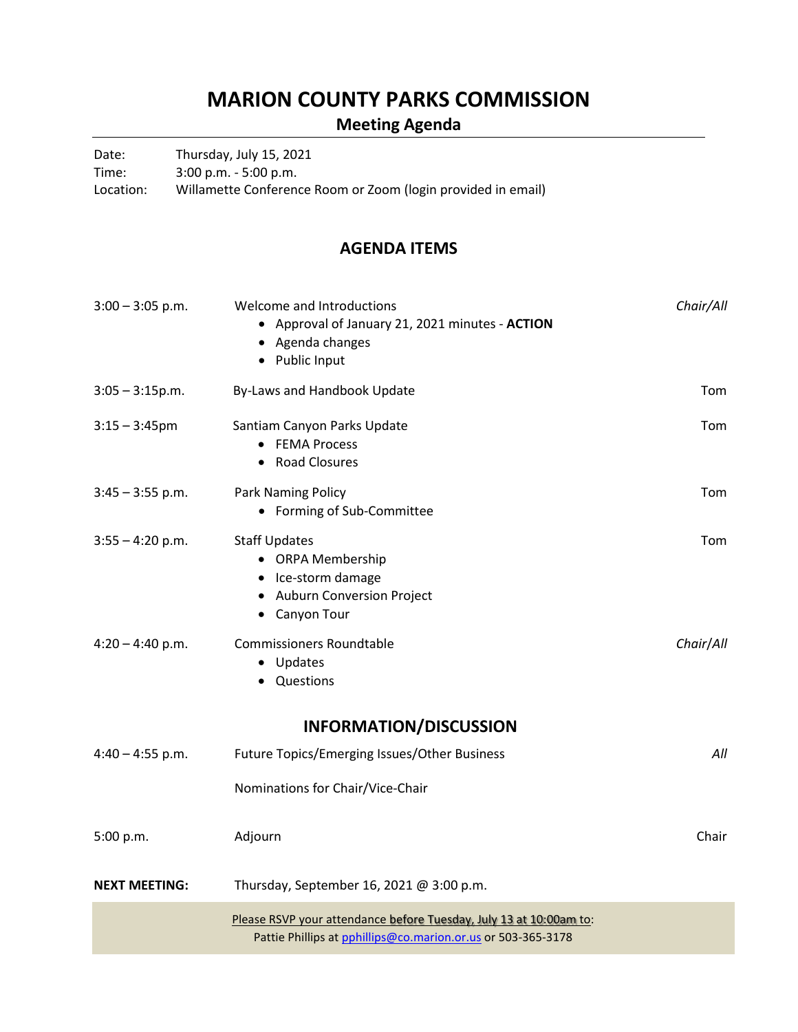# MARION COUNTY PARKS COMMISSION

## Meeting Agenda

Date: Thursday, July 15, 2021
Time: 3:00 p.m. - 5:00 p.m.
Location: Willamette Conference Room or Zoom (login provided in email)

## AGENDA ITEMS

| Time | Item | Presenter |
|---|---|---|
| 3:00 – 3:05 p.m. | Welcome and Introductions<br>• Approval of January 21, 2021 minutes - **ACTION**<br>• Agenda changes<br>• Public Input | *Chair/All* |
| 3:05 – 3:15p.m. | By-Laws and Handbook Update | Tom |
| 3:15 – 3:45pm | Santiam Canyon Parks Update<br>• FEMA Process<br>• Road Closures | Tom |
| 3:45 – 3:55 p.m. | Park Naming Policy<br>• Forming of Sub-Committee | Tom |
| 3:55 – 4:20 p.m. | Staff Updates<br>• ORPA Membership<br>• Ice-storm damage<br>• Auburn Conversion Project<br>• Canyon Tour | Tom |
| 4:20 – 4:40 p.m. | Commissioners Roundtable<br>• Updates<br>• Questions | *Chair/All* |

## INFORMATION/DISCUSSION

| Time | Item | Presenter |
|---|---|---|
| 4:40 – 4:55 p.m. | Future Topics/Emerging Issues/Other Business<br><br>Nominations for Chair/Vice-Chair | *All* |
| 5:00 p.m. | Adjourn | Chair |

**NEXT MEETING:** Thursday, September 16, 2021 @ 3:00 p.m.

Please RSVP your attendance before Tuesday, July 13 at 10:00am to:
Pattie Phillips at pphillips@co.marion.or.us or 503-365-3178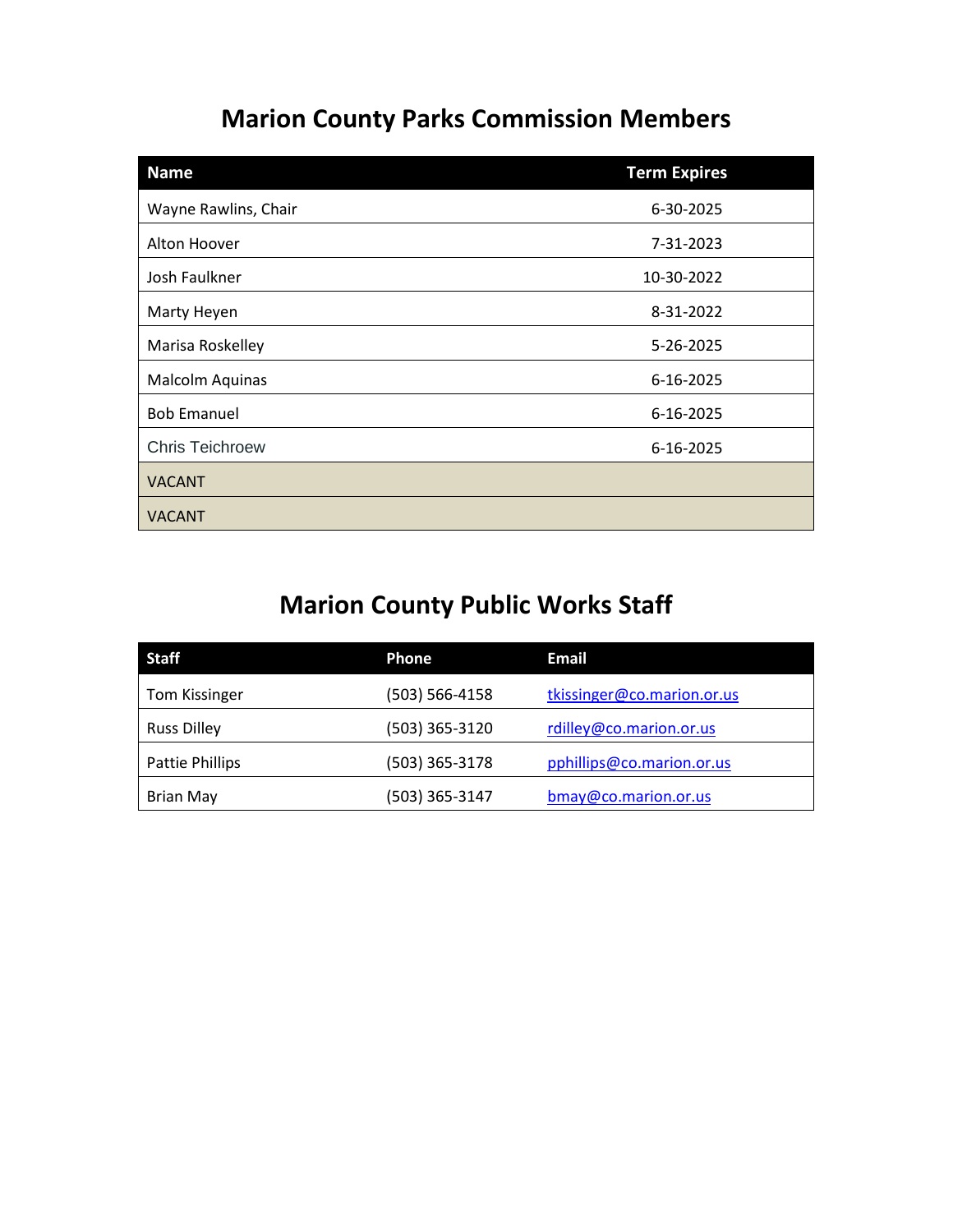# Marion County Parks Commission Members

| Name | Term Expires |
| --- | --- |
| Wayne Rawlins, Chair | 6-30-2025 |
| Alton Hoover | 7-31-2023 |
| Josh Faulkner | 10-30-2022 |
| Marty Heyen | 8-31-2022 |
| Marisa Roskelley | 5-26-2025 |
| Malcolm Aquinas | 6-16-2025 |
| Bob Emanuel | 6-16-2025 |
| Chris Teichroew | 6-16-2025 |
| VACANT | |
| VACANT | |

# Marion County Public Works Staff

| Staff | Phone | Email |
| --- | --- | --- |
| Tom Kissinger | (503) 566-4158 | tkissinger@co.marion.or.us |
| Russ Dilley | (503) 365-3120 | rdilley@co.marion.or.us |
| Pattie Phillips | (503) 365-3178 | pphillips@co.marion.or.us |
| Brian May | (503) 365-3147 | bmay@co.marion.or.us |